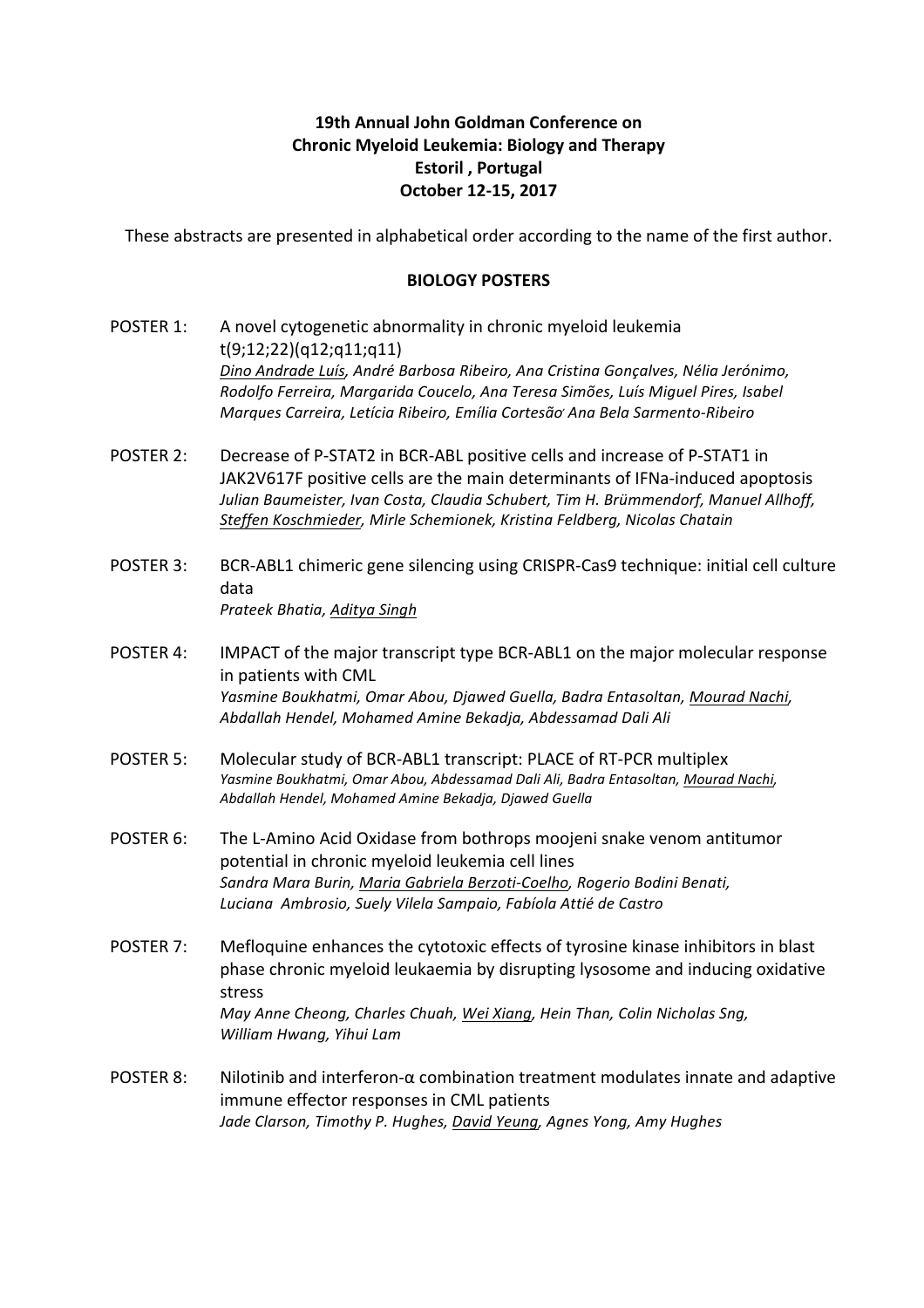**19th Annual John Goldman Conference on Chronic Myeloid Leukemia: Biology and Therapy**
**Estoril , Portugal**
**October 12-15, 2017**

These abstracts are presented in alphabetical order according to the name of the first author.

## BIOLOGY POSTERS

POSTER 1: A novel cytogenetic abnormality in chronic myeloid leukemia t(9;12;22)(q12;q11;q11)
*Dino Andrade Luís, André Barbosa Ribeiro, Ana Cristina Gonçalves, Nélia Jerónimo, Rodolfo Ferreira, Margarida Coucelo, Ana Teresa Simões, Luís Miguel Pires, Isabel Marques Carreira, Letícia Ribeiro, Emília Cortesão, Ana Bela Sarmento-Ribeiro*

POSTER 2: Decrease of P-STAT2 in BCR-ABL positive cells and increase of P-STAT1 in JAK2V617F positive cells are the main determinants of IFNa-induced apoptosis
*Julian Baumeister, Ivan Costa, Claudia Schubert, Tim H. Brümmendorf, Manuel Allhoff, Steffen Koschmieder, Mirle Schemionek, Kristina Feldberg, Nicolas Chatain*

POSTER 3: BCR-ABL1 chimeric gene silencing using CRISPR-Cas9 technique: initial cell culture data
*Prateek Bhatia, Aditya Singh*

POSTER 4: IMPACT of the major transcript type BCR-ABL1 on the major molecular response in patients with CML
*Yasmine Boukhatmi, Omar Abou, Djawed Guella, Badra Entasoltan, Mourad Nachi, Abdallah Hendel, Mohamed Amine Bekadja, Abdessamad Dali Ali*

POSTER 5: Molecular study of BCR-ABL1 transcript: PLACE of RT-PCR multiplex
*Yasmine Boukhatmi, Omar Abou, Abdessamad Dali Ali, Badra Entasoltan, Mourad Nachi, Abdallah Hendel, Mohamed Amine Bekadja, Djawed Guella*

POSTER 6: The L-Amino Acid Oxidase from bothrops moojeni snake venom antitumor potential in chronic myeloid leukemia cell lines
*Sandra Mara Burin, Maria Gabriela Berzoti-Coelho, Rogerio Bodini Benati, Luciana Ambrosio, Suely Vilela Sampaio, Fabíola Attié de Castro*

POSTER 7: Mefloquine enhances the cytotoxic effects of tyrosine kinase inhibitors in blast phase chronic myeloid leukaemia by disrupting lysosome and inducing oxidative stress
*May Anne Cheong, Charles Chuah, Wei Xiang, Hein Than, Colin Nicholas Sng, William Hwang, Yihui Lam*

POSTER 8: Nilotinib and interferon-α combination treatment modulates innate and adaptive immune effector responses in CML patients
*Jade Clarson, Timothy P. Hughes, David Yeung, Agnes Yong, Amy Hughes*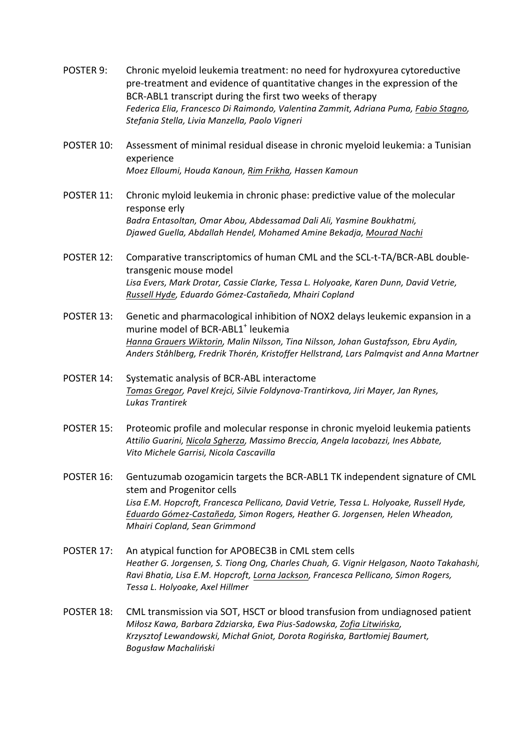POSTER 9: Chronic myeloid leukemia treatment: no need for hydroxyurea cytoreductive pre-treatment and evidence of quantitative changes in the expression of the BCR-ABL1 transcript during the first two weeks of therapy
*Federica Elia, Francesco Di Raimondo, Valentina Zammit, Adriana Puma, <u>Fabio Stagno</u>, Stefania Stella, Livia Manzella, Paolo Vigneri*

POSTER 10: Assessment of minimal residual disease in chronic myeloid leukemia: a Tunisian experience
*Moez Elloumi, Houda Kanoun, <u>Rim Frikha</u>, Hassen Kamoun*

POSTER 11: Chronic myloid leukemia in chronic phase: predictive value of the molecular response erly
*Badra Entasoltan, Omar Abou, Abdessamad Dali Ali, Yasmine Boukhatmi, Djawed Guella, Abdallah Hendel, Mohamed Amine Bekadja, <u>Mourad Nachi</u>*

POSTER 12: Comparative transcriptomics of human CML and the SCL-t-TA/BCR-ABL double-transgenic mouse model
*Lisa Evers, Mark Drotar, Cassie Clarke, Tessa L. Holyoake, Karen Dunn, David Vetrie, <u>Russell Hyde</u>, Eduardo Gómez-Castañeda, Mhairi Copland*

POSTER 13: Genetic and pharmacological inhibition of NOX2 delays leukemic expansion in a murine model of BCR-ABL1$^{+}$ leukemia
*<u>Hanna Grauers Wiktorin</u>, Malin Nilsson, Tina Nilsson, Johan Gustafsson, Ebru Aydin, Anders Ståhlberg, Fredrik Thorén, Kristoffer Hellstrand, Lars Palmqvist and Anna Martner*

POSTER 14: Systematic analysis of BCR-ABL interactome
*<u>Tomas Gregor</u>, Pavel Krejci, Silvie Foldynova-Trantirkova, Jiri Mayer, Jan Rynes, Lukas Trantirek*

POSTER 15: Proteomic profile and molecular response in chronic myeloid leukemia patients
*Attilio Guarini, <u>Nicola Sgherza</u>, Massimo Breccia, Angela Iacobazzi, Ines Abbate, Vito Michele Garrisi, Nicola Cascavilla*

POSTER 16: Gentuzumab ozogamicin targets the BCR-ABL1 TK independent signature of CML stem and Progenitor cells
*Lisa E.M. Hopcroft, Francesca Pellicano, David Vetrie, Tessa L. Holyoake, Russell Hyde, <u>Eduardo Gómez-Castañeda</u>, Simon Rogers, Heather G. Jorgensen, Helen Wheadon, Mhairi Copland, Sean Grimmond*

POSTER 17: An atypical function for APOBEC3B in CML stem cells
*Heather G. Jorgensen, S. Tiong Ong, Charles Chuah, G. Vignir Helgason, Naoto Takahashi, Ravi Bhatia, Lisa E.M. Hopcroft, <u>Lorna Jackson</u>, Francesca Pellicano, Simon Rogers, Tessa L. Holyoake, Axel Hillmer*

POSTER 18: CML transmission via SOT, HSCT or blood transfusion from undiagnosed patient
*Miłosz Kawa, Barbara Zdziarska, Ewa Pius-Sadowska, <u>Zofia Litwińska</u>, Krzysztof Lewandowski, Michał Gniot, Dorota Rogińska, Bartłomiej Baumert, Bogusław Machaliński*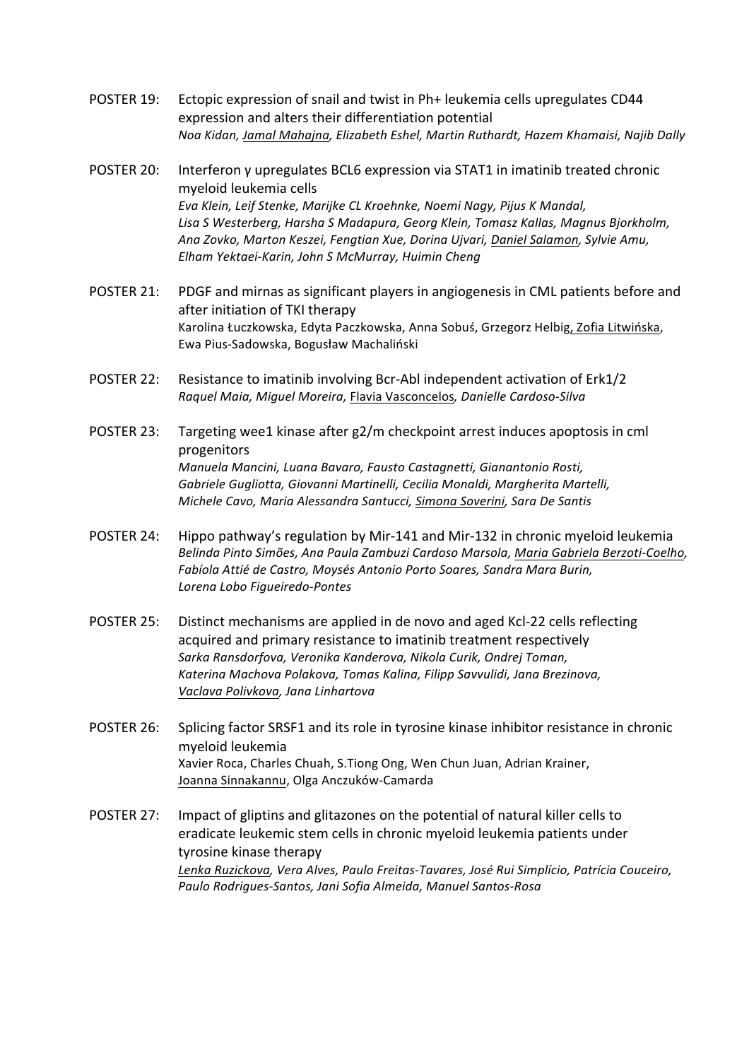POSTER 19: Ectopic expression of snail and twist in Ph+ leukemia cells upregulates CD44 expression and alters their differentiation potential
*Noa Kidan, Jamal Mahajna, Elizabeth Eshel, Martin Ruthardt, Hazem Khamaisi, Najib Dally*

POSTER 20: Interferon γ upregulates BCL6 expression via STAT1 in imatinib treated chronic myeloid leukemia cells
*Eva Klein, Leif Stenke, Marijke CL Kroehnke, Noemi Nagy, Pijus K Mandal, Lisa S Westerberg, Harsha S Madapura, Georg Klein, Tomasz Kallas, Magnus Bjorkholm, Ana Zovko, Marton Keszei, Fengtian Xue, Dorina Ujvari, Daniel Salamon, Sylvie Amu, Elham Yektaei-Karin, John S McMurray, Huimin Cheng*

POSTER 21: PDGF and mirnas as significant players in angiogenesis in CML patients before and after initiation of TKI therapy
Karolina Łuczkowska, Edyta Paczkowska, Anna Sobuś, Grzegorz Helbig, Zofia Litwińska, Ewa Pius-Sadowska, Bogusław Machaliński

POSTER 22: Resistance to imatinib involving Bcr-Abl independent activation of Erk1/2
*Raquel Maia, Miguel Moreira,* Flavia Vasconcelos*, Danielle Cardoso-Silva*

POSTER 23: Targeting wee1 kinase after g2/m checkpoint arrest induces apoptosis in cml progenitors
*Manuela Mancini, Luana Bavaro, Fausto Castagnetti, Gianantonio Rosti, Gabriele Gugliotta, Giovanni Martinelli, Cecilia Monaldi, Margherita Martelli, Michele Cavo, Maria Alessandra Santucci, Simona Soverini, Sara De Santis*

POSTER 24: Hippo pathway's regulation by Mir-141 and Mir-132 in chronic myeloid leukemia
*Belinda Pinto Simões, Ana Paula Zambuzi Cardoso Marsola, Maria Gabriela Berzoti-Coelho, Fabíola Attié de Castro, Moysés Antonio Porto Soares, Sandra Mara Burin, Lorena Lobo Figueiredo-Pontes*

POSTER 25: Distinct mechanisms are applied in de novo and aged Kcl-22 cells reflecting acquired and primary resistance to imatinib treatment respectively
*Sarka Ransdorfova, Veronika Kanderova, Nikola Curik, Ondrej Toman, Katerina Machova Polakova, Tomas Kalina, Filipp Savvulidi, Jana Brezinova, Vaclava Polivkova, Jana Linhartova*

POSTER 26: Splicing factor SRSF1 and its role in tyrosine kinase inhibitor resistance in chronic myeloid leukemia
Xavier Roca, Charles Chuah, S.Tiong Ong, Wen Chun Juan, Adrian Krainer, Joanna Sinnakannu, Olga Anczuków-Camarda

POSTER 27: Impact of gliptins and glitazones on the potential of natural killer cells to eradicate leukemic stem cells in chronic myeloid leukemia patients under tyrosine kinase therapy
*Lenka Ruzickova, Vera Alves, Paulo Freitas-Tavares, José Rui Simplício, Patrícia Couceiro, Paulo Rodrigues-Santos, Jani Sofia Almeida, Manuel Santos-Rosa*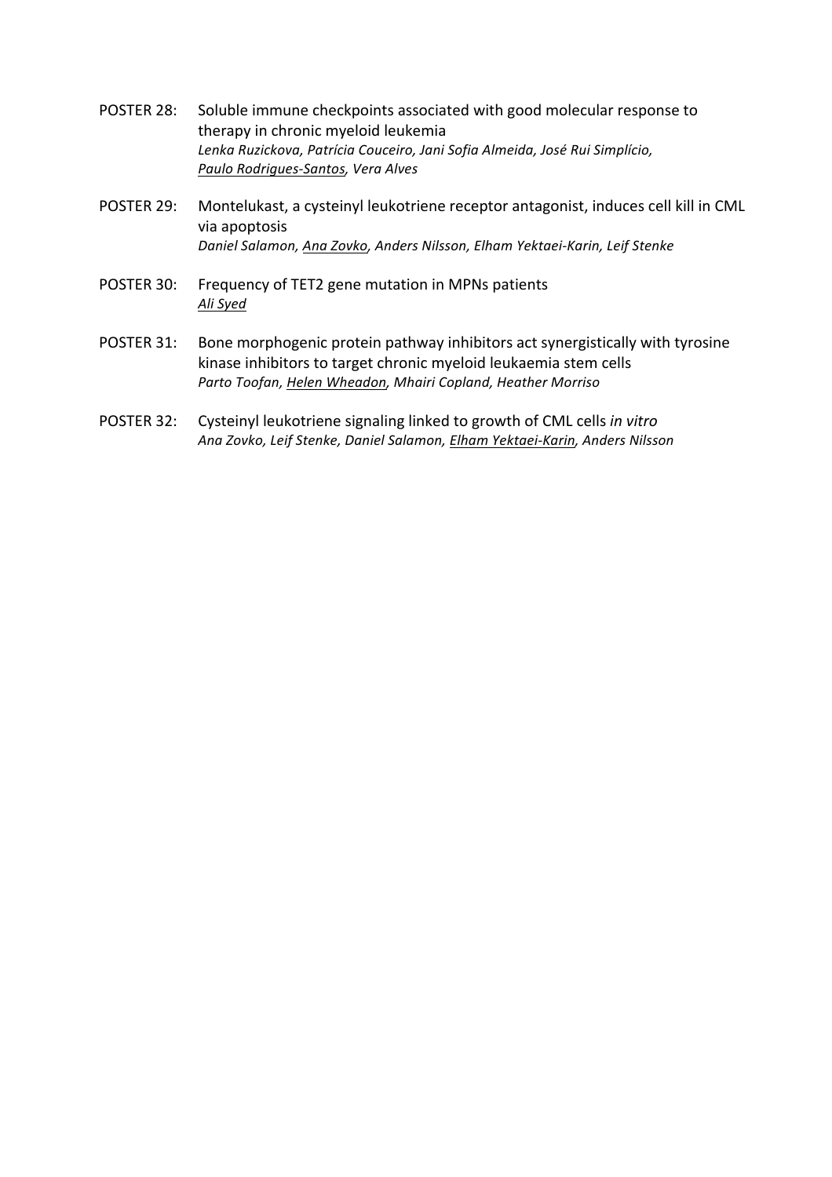POSTER 28: Soluble immune checkpoints associated with good molecular response to therapy in chronic myeloid leukemia
*Lenka Ruzickova, Patrícia Couceiro, Jani Sofia Almeida, José Rui Simplício, Paulo Rodrigues-Santos, Vera Alves*

POSTER 29: Montelukast, a cysteinyl leukotriene receptor antagonist, induces cell kill in CML via apoptosis
*Daniel Salamon, Ana Zovko, Anders Nilsson, Elham Yektaei-Karin, Leif Stenke*

POSTER 30: Frequency of TET2 gene mutation in MPNs patients
*Ali Syed*

POSTER 31: Bone morphogenic protein pathway inhibitors act synergistically with tyrosine kinase inhibitors to target chronic myeloid leukaemia stem cells
*Parto Toofan, Helen Wheadon, Mhairi Copland, Heather Morriso*

POSTER 32: Cysteinyl leukotriene signaling linked to growth of CML cells *in vitro*
*Ana Zovko, Leif Stenke, Daniel Salamon, Elham Yektaei-Karin, Anders Nilsson*